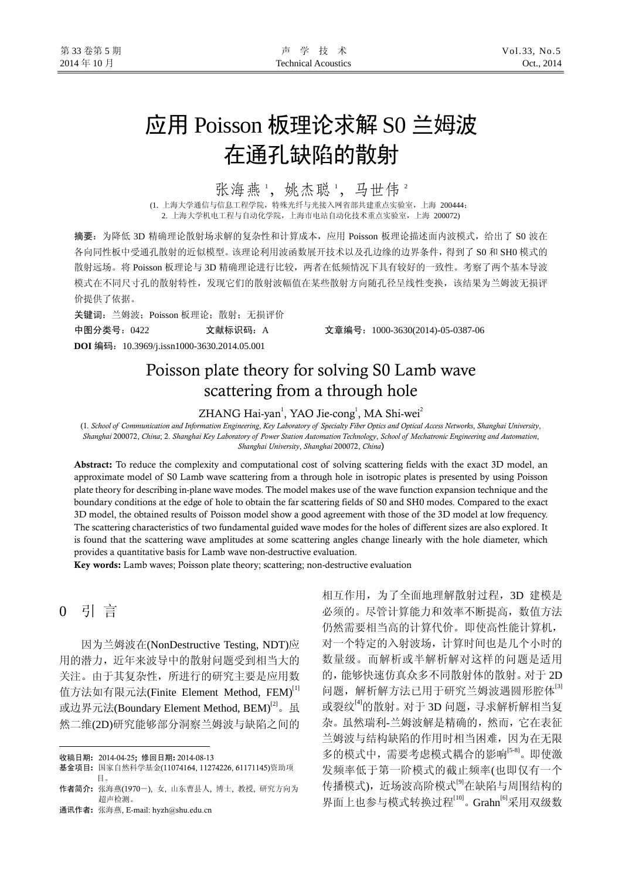# 应用 Poisson 板理论求解 S0 兰姆波在通孔缺陷的散射

张海燕[1]，姚杰聪[1]，马世伟[2]

(1. 上海大学通信与信息工程学院，特殊光纤与光接入网省部共建重点实验室，上海 200444；
2. 上海大学机电工程与自动化学院，上海市电站自动化技术重点实验室，上海 200072)

**摘要**：为降低 3D 精确理论散射场求解的复杂性和计算成本，应用 Poisson 板理论描述面内波模式，给出了 S0 波在各向同性板中受通孔散射的近似模型。该理论利用波函数展开技术以及孔边缘的边界条件，得到了 S0 和 SH0 模式的散射远场。将 Poisson 板理论与 3D 精确理论进行比较，两者在低频情况下具有较好的一致性。考察了两个基本导波模式在不同尺寸孔的散射特性，发现它们的散射波幅值在某些散射方向随孔径呈线性变换，该结果为兰姆波无损评价提供了依据。

**关键词**：兰姆波；Poisson 板理论；散射；无损评价

**中图分类号**：O422　　**文献标识码**：A　　**文章编号**：1000-3630(2014)-05-0387-06

**DOI 编码**：10.3969/j.issn1000-3630.2014.05.001

# Poisson plate theory for solving S0 Lamb wave scattering from a through hole

ZHANG Hai-yan[1], YAO Jie-cong[1], MA Shi-wei[2]

(1. *School of Communication and Information Engineering*, *Key Laboratory of Specialty Fiber Optics and Optical Access Networks*, *Shanghai University*, *Shanghai* 200072, *China*; 2. *Shanghai Key Laboratory of Power Station Automation Technology*, *School of Mechatronic Engineering and Automation*, *Shanghai University*, *Shanghai* 200072, *China*)

**Abstract:** To reduce the complexity and computational cost of solving scattering fields with the exact 3D model, an approximate model of S0 Lamb wave scattering from a through hole in isotropic plates is presented by using Poisson plate theory for describing in-plane wave modes. The model makes use of the wave function expansion technique and the boundary conditions at the edge of hole to obtain the far scattering fields of S0 and SH0 modes. Compared to the exact 3D model, the obtained results of Poisson model show a good agreement with those of the 3D model at low frequency. The scattering characteristics of two fundamental guided wave modes for the holes of different sizes are also explored. It is found that the scattering wave amplitudes at some scattering angles change linearly with the hole diameter, which provides a quantitative basis for Lamb wave non-destructive evaluation.

**Key words:** Lamb waves; Poisson plate theory; scattering; non-destructive evaluation

## 0 引 言

因为兰姆波在(NonDestructive Testing, NDT)应用的潜力，近年来波导中的散射问题受到相当大的关注。由于其复杂性，所进行的研究主要是应用数值方法如有限元法(Finite Element Method, FEM)[1]或边界元法(Boundary Element Method, BEM)[2]。虽然二维(2D)研究能够部分洞察兰姆波与缺陷之间的相互作用，为了全面地理解散射过程，3D 建模是必须的。尽管计算能力和效率不断提高，数值方法仍然需要相当高的计算代价。即使高性能计算机，对一个特定的入射波场，计算时间也是几个小时的数量级。而解析或半解析解对这样的问题是适用的，能够快速仿真众多不同散射体的散射。对于 2D 问题，解析解方法已用于研究兰姆波遇圆形腔体[3]或裂纹[4]的散射。对于 3D 问题，寻求解析解相当复杂。虽然瑞利-兰姆波解是精确的，然而，它在表征兰姆波与结构缺陷的作用时相当困难，因为在无限多的模式中，需要考虑模式耦合的影响[5-8]。即使激发频率低于第一阶模式的截止频率(也即仅有一个传播模式)，近场波高阶模式[9]在缺陷与周围结构的界面上也参与模式转换过程[10]。Grahn[6]采用双级数

---

收稿日期：2014-04-25；修回日期：2014-08-13

基金项目：国家自然科学基金(11074164, 11274226, 61171145)资助项目。

作者简介：张海燕(1970－)，女，山东曹县人，博士，教授，研究方向为超声检测。

通讯作者：张海燕，E-mail: hyzh@shu.edu.cn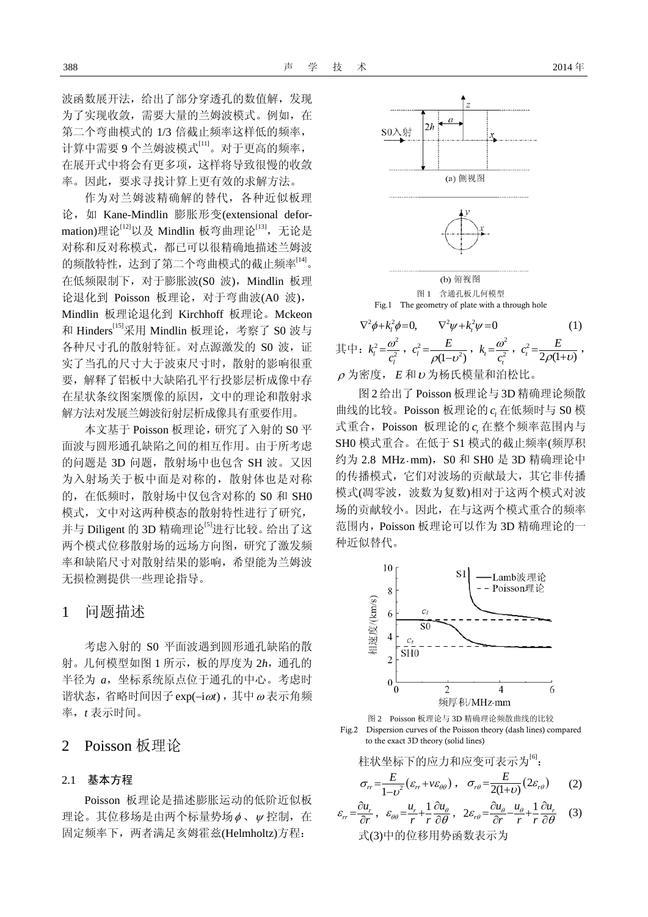波函数展开法，给出了部分穿透孔的数值解，发现为了实现收敛，需要大量的兰姆波模式。例如，在第二个弯曲模式的 1/3 倍截止频率这样低的频率，计算中需要 9 个兰姆波模式[11]。对于更高的频率，在展开式中将会有更多项，这样将导致很慢的收敛率。因此，要求寻找计算上更有效的求解方法。

作为对兰姆波精确解的替代，各种近似板理论，如 Kane-Mindlin 膨胀形变(extensional deformation)理论[12]以及 Mindlin 板弯曲理论[13]，无论是对称和反对称模式，都已可以很精确地描述兰姆波的频散特性，达到了第二个弯曲模式的截止频率[14]。在低频限制下，对于膨胀波(S0 波)，Mindlin 板理论退化到 Poisson 板理论，对于弯曲波(A0 波)，Mindlin 板理论退化到 Kirchhoff 板理论。Mckeon 和 Hinders[15]采用 Mindlin 板理论，考察了 S0 波与各种尺寸孔的散射特征。对点源激发的 S0 波，证实了当孔的尺寸大于波束尺寸时，散射的影响很重要，解释了铝板中大缺陷孔平行投影层析成像中存在星状条纹图案赝像的原因，文中的理论和散射求解方法对发展兰姆波衍射层析成像具有重要作用。

本文基于 Poisson 板理论，研究了入射的 S0 平面波与圆形通孔缺陷之间的相互作用。由于所考虑的问题是 3D 问题，散射场中也包含 SH 波。又因为入射场关于板中面是对称的，散射体也是对称的，在低频时，散射场中仅包含对称的 S0 和 SH0 模式，文中对这两种模态的散射特性进行了研究，并与 Diligent 的 3D 精确理论[5]进行比较。给出了这两个模式位移散射场的远场方向图，研究了激发频率和缺陷尺寸对散射结果的影响，希望能为兰姆波无损检测提供一些理论指导。

# 1 问题描述

考虑入射的 S0 平面波遇到圆形通孔缺陷的散射。几何模型如图 1 所示，板的厚度为 2h，通孔的半径为 $a$，坐标系统原点位于通孔的中心。考虑时谐状态，省略时间因子 $\exp(-\mathrm{i}\omega t)$，其中 $\omega$ 表示角频率，$t$ 表示时间。

(a) 侧视图

(b) 俯视图

图 1 含通孔板几何模型

Fig.1 The geometry of plate with a through hole

# 2 Poisson 板理论

## 2.1 基本方程

Poisson 板理论是描述膨胀运动的低阶近似板理论。其位移场是由两个标量势场 $\phi$、$\psi$ 控制，在固定频率下，两者满足亥姆霍兹(Helmholtz)方程：

$$\nabla^2\phi + k_l^2\phi = 0, \qquad \nabla^2\psi + k_t^2\psi = 0 \tag{1}$$

其中：$k_l^2 = \dfrac{\omega^2}{c_l^2}$，$c_l^2 = \dfrac{E}{\rho(1-\upsilon^2)}$，$k_t = \dfrac{\omega^2}{c_t^2}$，$c_t^2 = \dfrac{E}{2\rho(1+\upsilon)}$，$\rho$ 为密度，$E$ 和 $\upsilon$ 为杨氏模量和泊松比。

图 2 给出了 Poisson 板理论与 3D 精确理论频散曲线的比较。Poisson 板理论的 $c_l$ 在低频时与 S0 模式重合，Poisson 板理论的 $c_t$ 在整个频率范围内与 SH0 模式重合。在低于 S1 模式的截止频率(频厚积约为 2.8 MHz·mm)，S0 和 SH0 是 3D 精确理论中的传播模式，它们对波场的贡献最大，其它非传播模式(凋零波，波数为复数)相对于这两个模式对波场的贡献较小。因此，在与这两个模式重合的频率范围内，Poisson 板理论可以作为 3D 精确理论的一种近似替代。

图 2 Poisson 板理论与 3D 精确理论频散曲线的比较

Fig.2 Dispersion curves of the Poisson theory (dash lines) compared to the exact 3D theory (solid lines)

柱状坐标下的应力和应变可表示为[6]：

$$\sigma_{rr} = \frac{E}{1-\upsilon^2}\left(\varepsilon_{rr} + \nu\varepsilon_{\theta\theta}\right), \quad \sigma_{r\theta} = \frac{E}{2(1+\upsilon)}\left(2\varepsilon_{r\theta}\right) \tag{2}$$

$$\varepsilon_{rr} = \frac{\partial u_r}{\partial r}, \quad \varepsilon_{\theta\theta} = \frac{u_r}{r} + \frac{1}{r}\frac{\partial u_\theta}{\partial \theta}, \quad 2\varepsilon_{r\theta} = \frac{\partial u_\theta}{\partial r} - \frac{u_\theta}{r} + \frac{1}{r}\frac{\partial u_r}{\partial \theta} \tag{3}$$

式(3)中的位移用势函数表示为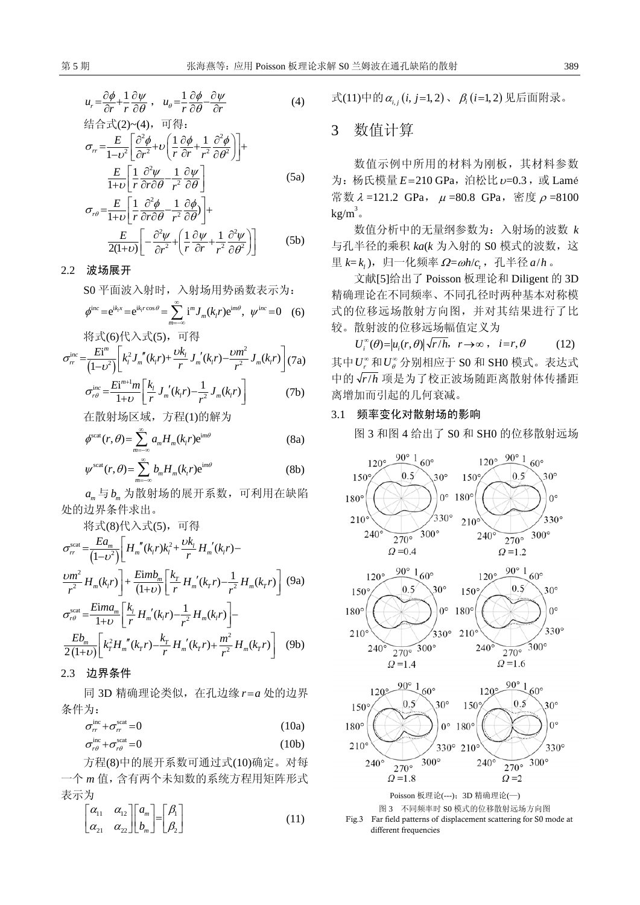$$u_r=\frac{\partial\phi}{\partial r}+\frac{1}{r}\frac{\partial\psi}{\partial\theta}\,,\quad u_\theta=\frac{1}{r}\frac{\partial\phi}{\partial\theta}-\frac{\partial\psi}{\partial r}\tag{4}$$

结合式(2)~(4)，可得：

$$\sigma_{rr}=\frac{E}{1-\upsilon^2}\left[\frac{\partial^2\phi}{\partial r^2}+\upsilon\left(\frac{1}{r}\frac{\partial\phi}{\partial r}+\frac{1}{r^2}\frac{\partial^2\phi}{\partial\theta^2}\right)\right]+\frac{E}{1+\upsilon}\left[\frac{1}{r}\frac{\partial^2\psi}{\partial r\partial\theta}-\frac{1}{r^2}\frac{\partial\psi}{\partial\theta}\right]\tag{5a}$$

$$\sigma_{r\theta}=\frac{E}{1+\upsilon}\left[\frac{1}{r}\frac{\partial^2\phi}{\partial r\partial\theta}-\frac{1}{r^2}\frac{\partial\phi}{\partial\theta}\right]+\frac{E}{2(1+\upsilon)}\left[-\frac{\partial^2\psi}{\partial r^2}+\left(\frac{1}{r}\frac{\partial\psi}{\partial r}+\frac{1}{r^2}\frac{\partial^2\psi}{\partial\theta^2}\right)\right]\tag{5b}$$

### 2.2 波场展开

S0 平面波入射时，入射场用势函数表示为：

$$\phi^{inc}=\mathrm{e}^{\mathrm{i}k_lx}=\mathrm{e}^{\mathrm{i}k_lr\cos\theta}=\sum_{m=-\infty}^{\infty}\mathrm{i}^mJ_m(k_lr)\mathrm{e}^{\mathrm{i}m\theta},\ \psi^{inc}=0\tag{6}$$

将式(6)代入式(5)，可得

$$\sigma_{rr}^{\text{inc}}=\frac{E\mathrm{i}^m}{\left(1-\upsilon^2\right)}\left[k_l^2J_m''(k_lr)+\frac{\upsilon k_l}{r}J_m'(k_lr)-\frac{\upsilon m^2}{r^2}J_m(k_lr)\right]\tag{7a}$$

$$\sigma_{r\theta}^{\text{inc}}=\frac{E\mathrm{i}^{m+1}m}{1+\upsilon}\left[\frac{k_l}{r}J_m'(k_lr)-\frac{1}{r^2}J_m(k_lr)\right]\tag{7b}$$

在散射场区域，方程(1)的解为

$$\phi^{\text{scat}}(r,\theta)=\sum_{m=-\infty}^{\infty}a_mH_m(k_lr)\mathrm{e}^{\mathrm{i}m\theta}\tag{8a}$$

$$\psi^{\text{scat}}(r,\theta)=\sum_{m=-\infty}^{\infty}b_mH_m(k_tr)\mathrm{e}^{\mathrm{i}m\theta}\tag{8b}$$

$a_m$ 与 $b_m$ 为散射场的展开系数，可利用在缺陷处的边界条件求出。

将式(8)代入式(5)，可得

$$\sigma_{rr}^{\text{scat}}=\frac{Ea_m}{\left(1-\upsilon^2\right)}\left[H_m''(k_lr)k_l^2+\frac{\upsilon k_l}{r}H_m'(k_lr)-\frac{\upsilon m^2}{r^2}H_m(k_lr)\right]+\frac{E\mathrm{i}mb_m}{(1+\upsilon)}\left[\frac{k_T}{r}H_m'(k_Tr)-\frac{1}{r^2}H_m(k_Tr)\right]\tag{9a}$$

$$\sigma_{r\theta}^{\text{scat}}=\frac{E\mathrm{i}ma_m}{1+\upsilon}\left[\frac{k_l}{r}H_m'(k_lr)-\frac{1}{r^2}H_m(k_lr)\right]-\frac{Eb_m}{2(1+\upsilon)}\left[k_t^2H_m''(k_Tr)-\frac{k_T}{r}H_m'(k_Tr)+\frac{m^2}{r^2}H_m(k_Tr)\right]\tag{9b}$$

### 2.3 边界条件

同 3D 精确理论类似，在孔边缘 $r=a$ 处的边界条件为：

$$\sigma_{rr}^{\text{inc}}+\sigma_{rr}^{\text{scat}}=0\tag{10a}$$

$$\sigma_{r\theta}^{\text{inc}}+\sigma_{r\theta}^{\text{scat}}=0\tag{10b}$$

方程(8)中的展开系数可通过式(10)确定。对每一个 $m$ 值，含有两个未知数的系统方程用矩阵形式表示为

$$\begin{bmatrix}\alpha_{11}&\alpha_{12}\\\alpha_{21}&\alpha_{22}\end{bmatrix}\begin{bmatrix}a_m\\b_m\end{bmatrix}=\begin{bmatrix}\beta_1\\\beta_2\end{bmatrix}\tag{11}$$

式(11)中的 $\alpha_{i,j}\,(i,j=1,2)$、$\beta_i\,(i=1,2)$ 见后面附录。

## 3 数值计算

数值示例中所用的材料为刚板，其材料参数为：杨氏模量 $E=210$ GPa，泊松比 $\upsilon=0.3$，或 Lamé 常数 $\lambda=121.2$ GPa，$\mu=80.8$ GPa，密度 $\rho=8100$ kg/m$^3$。

数值分析中的无量纲参数为：入射场的波数 $k$ 与孔半径的乘积 $ka$($k$ 为入射的 S0 模式的波数，这里 $k=k_l$)，归一化频率 $\Omega=\omega h/c_t$，孔半径 $a/h$。

文献[5]给出了 Poisson 板理论和 Diligent 的 3D 精确理论在不同频率、不同孔径时两种基本对称模式的位移远场散射方向图，并对其结果进行了比较。散射波的位移远场幅值定义为

$$U_i^\infty(\theta)=\left|u_i(r,\theta)\right|\sqrt{r/h},\ \ r\to\infty\,,\ \ i=r,\theta\tag{12}$$

其中 $U_r^\infty$ 和 $U_\theta^\infty$ 分别相应于 S0 和 SH0 模式。表达式中的 $\sqrt{r/h}$ 项是为了校正波场随距离散射体传播距离增加而引起的几何衰减。

### 3.1 频率变化对散射场的影响

图 3 和图 4 给出了 S0 和 SH0 的位移散射远场

Poisson 板理论(---)；3D 精确理论(—)

图 3 不同频率时 S0 模式的位移散射远场方向图

Fig.3 Far field patterns of displacement scattering for S0 mode at different frequencies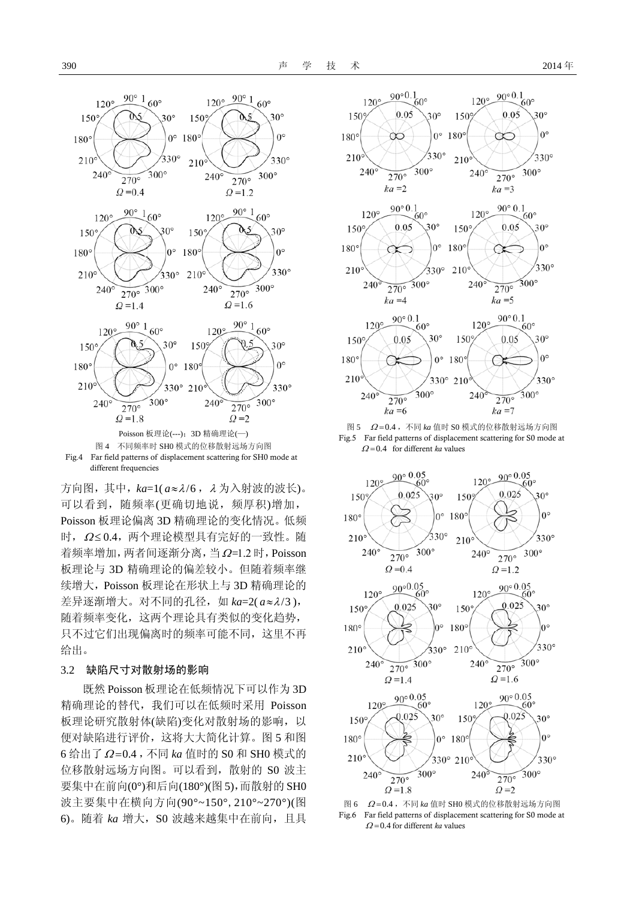Poisson 板理论(---)；3D 精确理论(—)

图 4　不同频率时 SH0 模式的位移散射远场方向图

Fig.4　Far field patterns of displacement scattering for SH0 mode at different frequencies

方向图，其中，$ka$=1( $a\approx\lambda/6$ ，$\lambda$ 为入射波的波长)。可以看到，随频率(更确切地说，频厚积)增加，Poisson 板理论偏离 3D 精确理论的变化情况。低频时，$\Omega\le 0.4$，两个理论模型具有完好的一致性。随着频率增加，两者间逐渐分离，当 $\Omega$=1.2 时，Poisson 板理论与 3D 精确理论的偏差较小。但随着频率继续增大，Poisson 板理论在形状上与 3D 精确理论的差异逐渐增大。对不同的孔径，如 $ka$=2( $a\approx\lambda/3$ )，随着频率变化，这两个理论具有类似的变化趋势，只不过它们出现偏离时的频率可能不同，这里不再给出。

## 3.2　缺陷尺寸对散射场的影响

既然 Poisson 板理论在低频情况下可以作为 3D 精确理论的替代，我们可以在低频时采用 Poisson 板理论研究散射体(缺陷)变化对散射场的影响，以便对缺陷进行评价，这将大大简化计算。图 5 和图 6 给出了 $\Omega$=0.4，不同 $ka$ 值时的 S0 和 SH0 模式的位移散射远场方向图。可以看到，散射的 S0 波主要集中在前向(0°)和后向(180°)(图 5)，而散射的 SH0 波主要集中在横向方向(90°~150°, 210°~270°)(图 6)。随着 $ka$ 增大，S0 波越来越集中在前向，且具

图 5　$\Omega$=0.4，不同 $ka$ 值时 S0 模式的位移散射远场方向图

Fig.5　Far field patterns of displacement scattering for S0 mode at $\Omega$=0.4　for different $ka$ values

图 6　$\Omega$=0.4，不同 $ka$ 值时 SH0 模式的位移散射远场方向图

Fig.6　Far field patterns of displacement scattering for S0 mode at $\Omega$=0.4 for different $ka$ values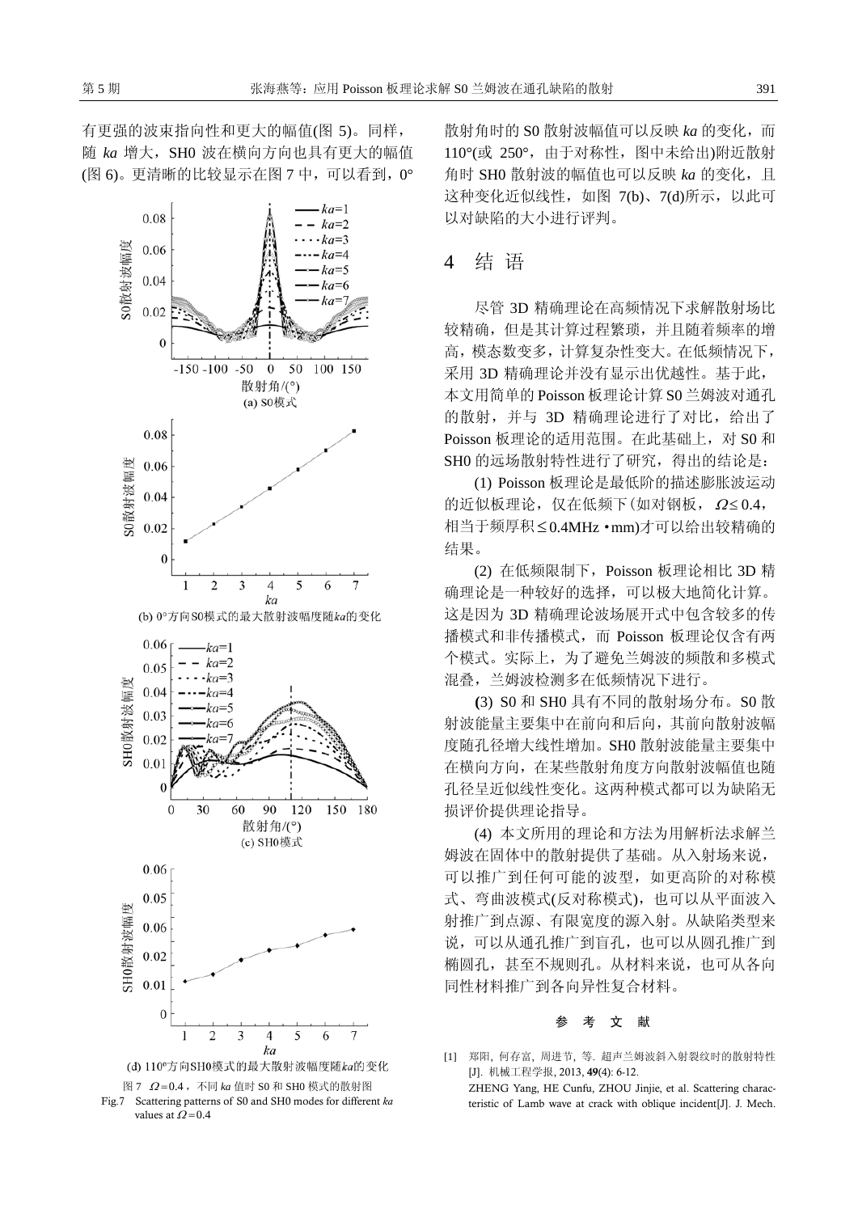有更强的波束指向性和更大的幅值(图 5)。同样，随 $ka$ 增大，SH0 波在横向方向也具有更大的幅值(图 6)。更清晰的比较显示在图 7 中，可以看到，0°散射角时的 S0 散射波幅值可以反映 $ka$ 的变化，而 110°(或 250°，由于对称性，图中未给出)附近散射角时 SH0 散射波的幅值也可以反映 $ka$ 的变化，且这种变化近似线性，如图 7(b)、7(d)所示，以此可以对缺陷的大小进行评判。

(a) S0模式

(b) 0°方向S0模式的最大散射波幅度随$ka$的变化

(c) SH0模式

(d) 110°方向SH0模式的最大散射波幅度随$ka$的变化

图 7 $\Omega=0.4$，不同 $ka$ 值时 S0 和 SH0 模式的散射图

Fig.7 Scattering patterns of S0 and SH0 modes for different $ka$ values at $\Omega=0.4$

## 4 结 语

尽管 3D 精确理论在高频情况下求解散射场比较精确，但是其计算过程繁琐，并且随着频率的增高，模态数变多，计算复杂性变大。在低频情况下，采用 3D 精确理论并没有显示出优越性。基于此，本文用简单的 Poisson 板理论计算 S0 兰姆波对通孔的散射，并与 3D 精确理论进行了对比，给出了 Poisson 板理论的适用范围。在此基础上，对 S0 和 SH0 的远场散射特性进行了研究，得出的结论是：

(1) Poisson 板理论是最低阶的描述膨胀波运动的近似板理论，仅在低频下(如对钢板，$\Omega\le 0.4$，相当于频厚积$\le$0.4MHz·mm)才可以给出较精确的结果。

(2) 在低频限制下，Poisson 板理论相比 3D 精确理论是一种较好的选择，可以极大地简化计算。这是因为 3D 精确理论波场展开式中包含较多的传播模式和非传播模式，而 Poisson 板理论仅含有两个模式。实际上，为了避免兰姆波的频散和多模式混叠，兰姆波检测多在低频情况下进行。

(3) S0 和 SH0 具有不同的散射场分布。S0 散射波能量主要集中在前向和后向，其前向散射波幅度随孔径增大线性增加。SH0 散射波能量主要集中在横向方向，在某些散射角度方向散射波幅值也随孔径呈近似线性变化。这两种模式都可以为缺陷无损评价提供理论指导。

(4) 本文所用的理论和方法为用解析法求解兰姆波在固体中的散射提供了基础。从入射场来说，可以推广到任何可能的波型，如更高阶的对称模式、弯曲波模式(反对称模式)，也可以从平面波入射推广到点源、有限宽度的源入射。从缺陷类型来说，可以从通孔推广到盲孔，也可以从圆孔推广到椭圆孔，甚至不规则孔。从材料来说，也可从各向同性材料推广到各向异性复合材料。

### 参 考 文 献

[1] 郑阳，何存富，周进节，等. 超声兰姆波斜入射裂纹时的散射特性[J]. 机械工程学报, 2013, **49**(4): 6-12.
ZHENG Yang, HE Cunfu, ZHOU Jinjie, et al. Scattering characteristic of Lamb wave at crack with oblique incident[J]. J. Mech.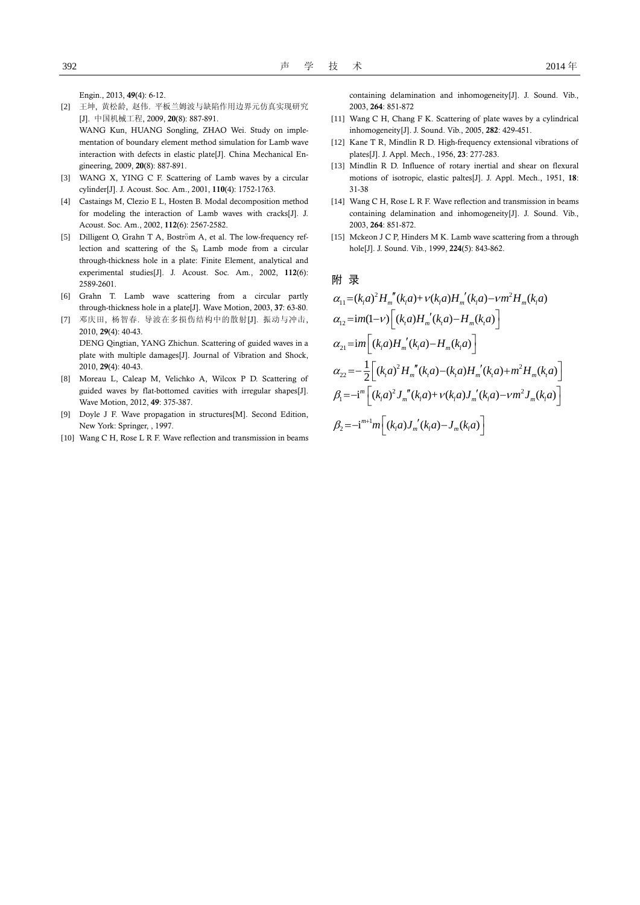Engin., 2013, **49**(4): 6-12.

[2] 王坤, 黄松龄, 赵伟. 平板兰姆波与缺陷作用边界元仿真实现研究[J]. 中国机械工程, 2009, **20**(8): 887-891.
WANG Kun, HUANG Songling, ZHAO Wei. Study on implementation of boundary element method simulation for Lamb wave interaction with defects in elastic plate[J]. China Mechanical Engineering, 2009, **20**(8): 887-891.

[3] WANG X, YING C F. Scattering of Lamb waves by a circular cylinder[J]. J. Acoust. Soc. Am., 2001, **110**(4): 1752-1763.

[4] Castaings M, Clezio E L, Hosten B. Modal decomposition method for modeling the interaction of Lamb waves with cracks[J]. J. Acoust. Soc. Am., 2002, **112**(6): 2567-2582.

[5] Dilligent O, Grahn T A, Boström A, et al. The low-frequency reflection and scattering of the $S_0$ Lamb mode from a circular through-thickness hole in a plate: Finite Element, analytical and experimental studies[J]. J. Acoust. Soc. Am., 2002, **112**(6): 2589-2601.

[6] Grahn T. Lamb wave scattering from a circular partly through-thickness hole in a plate[J]. Wave Motion, 2003, **37**: 63-80.

[7] 邓庆田, 杨智春. 导波在多损伤结构中的散射[J]. 振动与冲击, 2010, **29**(4): 40-43.
DENG Qingtian, YANG Zhichun. Scattering of guided waves in a plate with multiple damages[J]. Journal of Vibration and Shock, 2010, **29**(4): 40-43.

[8] Moreau L, Caleap M, Velichko A, Wilcox P D. Scattering of guided waves by flat-bottomed cavities with irregular shapes[J]. Wave Motion, 2012, **49**: 375-387.

[9] Doyle J F. Wave propagation in structures[M]. Second Edition, New York: Springer, , 1997.

[10] Wang C H, Rose L R F. Wave reflection and transmission in beams containing delamination and inhomogeneity[J]. J. Sound. Vib., 2003, **264**: 851-872

[11] Wang C H, Chang F K. Scattering of plate waves by a cylindrical inhomogeneity[J]. J. Sound. Vib., 2005, **282**: 429-451.

[12] Kane T R, Mindlin R D. High-frequency extensional vibrations of plates[J]. J. Appl. Mech., 1956, **23**: 277-283.

[13] Mindlin R D. Influence of rotary inertial and shear on flexural motions of isotropic, elastic paltes[J]. J. Appl. Mech., 1951, **18**: 31-38

[14] Wang C H, Rose L R F. Wave reflection and transmission in beams containing delamination and inhomogeneity[J]. J. Sound. Vib., 2003, **264**: 851-872.

[15] Mckeon J C P, Hinders M K. Lamb wave scattering from a through hole[J]. J. Sound. Vib., 1999, **224**(5): 843-862.

## 附 录

$$\alpha_{11}=(k_l a)^2 H_m''(k_l a)+\nu(k_l a)H_m'(k_l a)-\nu m^2 H_m(k_l a)$$

$$\alpha_{12}=\mathrm{i}m(1-\nu)\left[(k_t a)H_m'(k_t a)-H_m(k_t a)\right]$$

$$\alpha_{21}=\mathrm{i}m\left[(k_l a)H_m'(k_l a)-H_m(k_l a)\right]$$

$$\alpha_{22}=-\frac{1}{2}\left[(k_t a)^2 H_m''(k_t a)-(k_t a)H_m'(k_t a)+m^2 H_m(k_t a)\right]$$

$$\beta_1=-\mathrm{i}^m\left[(k_l a)^2 J_m''(k_l a)+\nu(k_l a)J_m'(k_l a)-\nu m^2 J_m(k_l a)\right]$$

$$\beta_2=-\mathrm{i}^{m+1}m\left[(k_l a)J_m'(k_l a)-J_m(k_l a)\right]$$